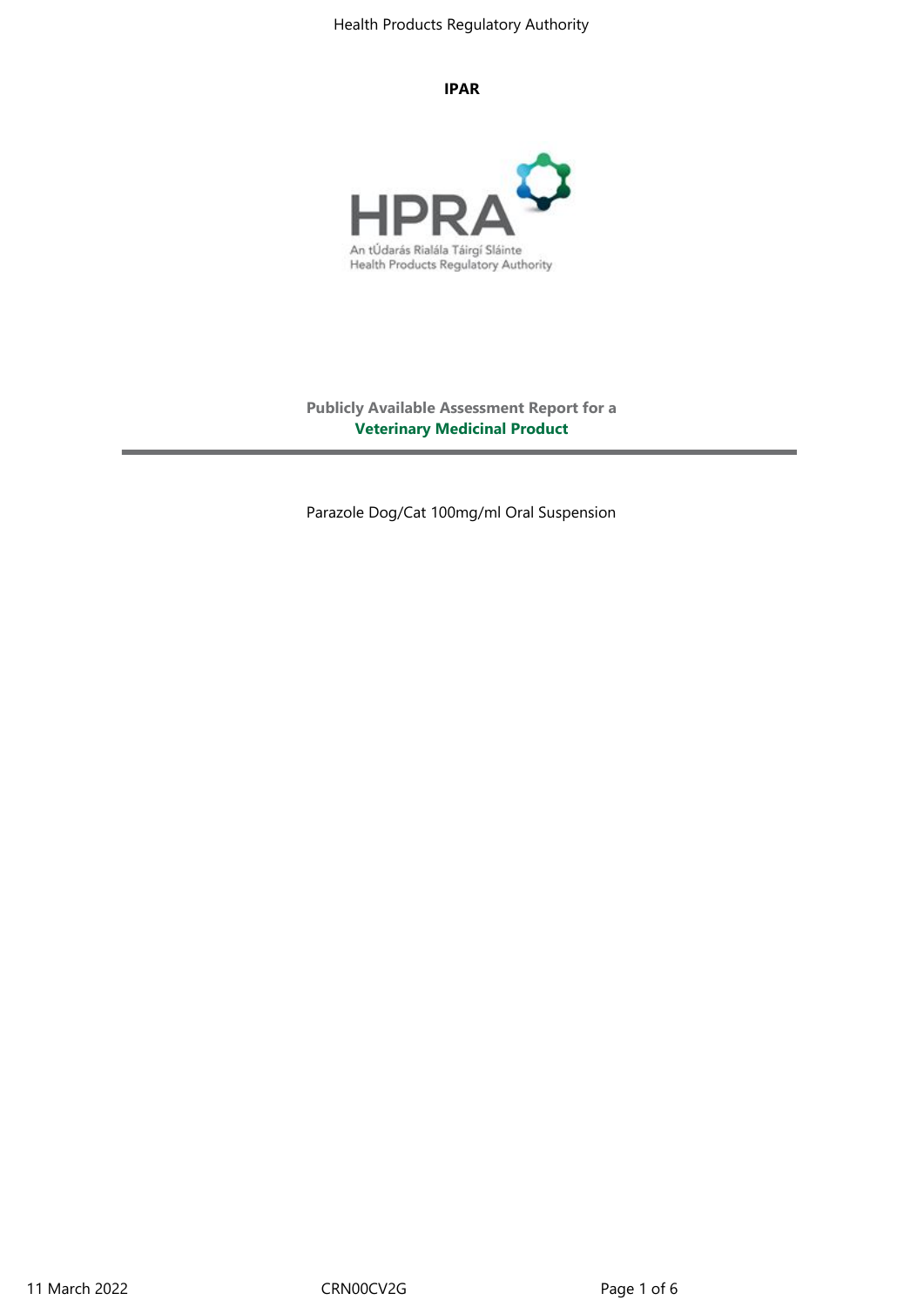**IPAR**

Publicly Available Assessment Report for a

**Veterinary Medicinal Product**

Parazole Dog/Cat 100mg/ml Oral Suspension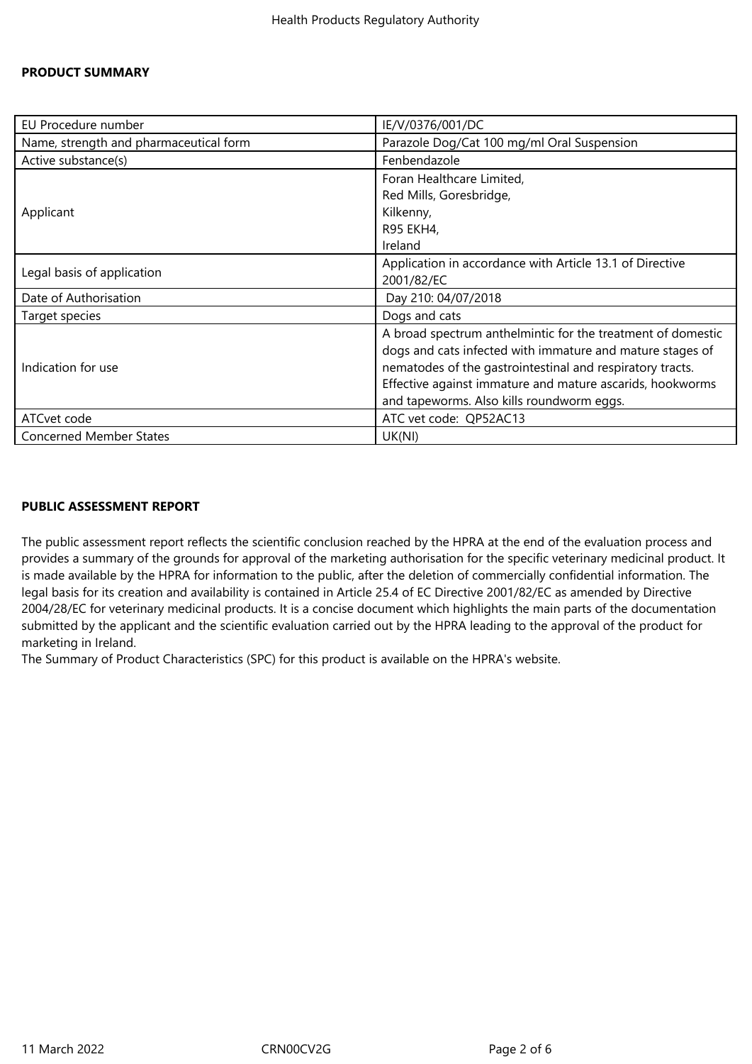## PRODUCT SUMMARY

| EU Procedure number | IE/V/0376/001/DC |
|---|---|
| Name, strength and pharmaceutical form | Parazole Dog/Cat 100 mg/ml Oral Suspension |
| Active substance(s) | Fenbendazole |
| Applicant | Foran Healthcare Limited,<br>Red Mills, Goresbridge,<br>Kilkenny,<br>R95 EKH4,<br>Ireland |
| Legal basis of application | Application in accordance with Article 13.1 of Directive 2001/82/EC |
| Date of Authorisation | Day 210: 04/07/2018 |
| Target species | Dogs and cats |
| Indication for use | A broad spectrum anthelmintic for the treatment of domestic dogs and cats infected with immature and mature stages of nematodes of the gastrointestinal and respiratory tracts. Effective against immature and mature ascarids, hookworms and tapeworms. Also kills roundworm eggs. |
| ATCvet code | ATC vet code: QP52AC13 |
| Concerned Member States | UK(NI) |

## PUBLIC ASSESSMENT REPORT

The public assessment report reflects the scientific conclusion reached by the HPRA at the end of the evaluation process and provides a summary of the grounds for approval of the marketing authorisation for the specific veterinary medicinal product. It is made available by the HPRA for information to the public, after the deletion of commercially confidential information. The legal basis for its creation and availability is contained in Article 25.4 of EC Directive 2001/82/EC as amended by Directive 2004/28/EC for veterinary medicinal products. It is a concise document which highlights the main parts of the documentation submitted by the applicant and the scientific evaluation carried out by the HPRA leading to the approval of the product for marketing in Ireland.
The Summary of Product Characteristics (SPC) for this product is available on the HPRA's website.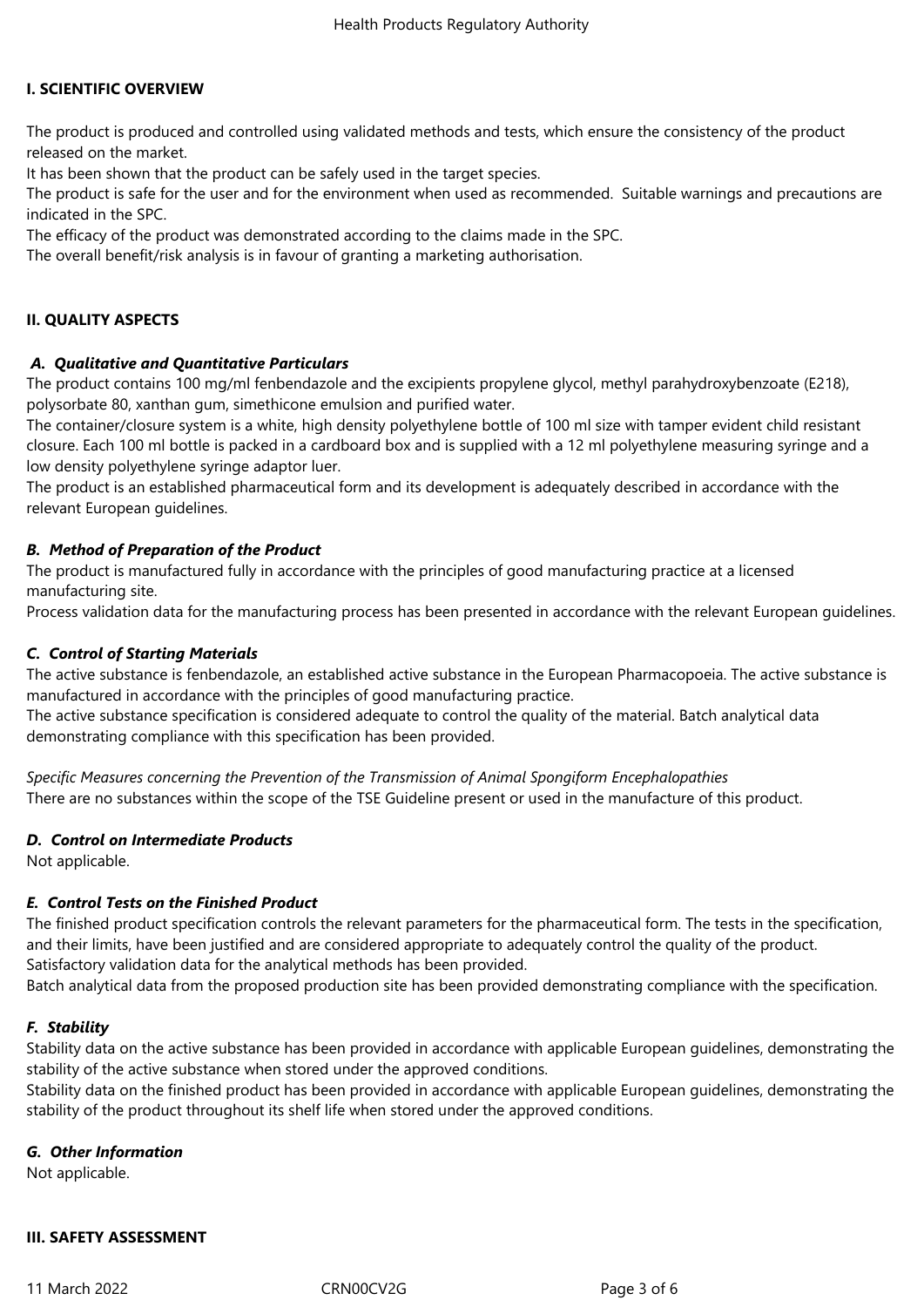## I. SCIENTIFIC OVERVIEW

The product is produced and controlled using validated methods and tests, which ensure the consistency of the product released on the market.
It has been shown that the product can be safely used in the target species.
The product is safe for the user and for the environment when used as recommended. Suitable warnings and precautions are indicated in the SPC.
The efficacy of the product was demonstrated according to the claims made in the SPC.
The overall benefit/risk analysis is in favour of granting a marketing authorisation.

## II. QUALITY ASPECTS

### *A. Qualitative and Quantitative Particulars*

The product contains 100 mg/ml fenbendazole and the excipients propylene glycol, methyl parahydroxybenzoate (E218), polysorbate 80, xanthan gum, simethicone emulsion and purified water.
The container/closure system is a white, high density polyethylene bottle of 100 ml size with tamper evident child resistant closure. Each 100 ml bottle is packed in a cardboard box and is supplied with a 12 ml polyethylene measuring syringe and a low density polyethylene syringe adaptor luer.
The product is an established pharmaceutical form and its development is adequately described in accordance with the relevant European guidelines.

### *B. Method of Preparation of the Product*

The product is manufactured fully in accordance with the principles of good manufacturing practice at a licensed manufacturing site.
Process validation data for the manufacturing process has been presented in accordance with the relevant European guidelines.

### *C. Control of Starting Materials*

The active substance is fenbendazole, an established active substance in the European Pharmacopoeia. The active substance is manufactured in accordance with the principles of good manufacturing practice.
The active substance specification is considered adequate to control the quality of the material. Batch analytical data demonstrating compliance with this specification has been provided.

*Specific Measures concerning the Prevention of the Transmission of Animal Spongiform Encephalopathies*
There are no substances within the scope of the TSE Guideline present or used in the manufacture of this product.

### *D. Control on Intermediate Products*

Not applicable.

### *E. Control Tests on the Finished Product*

The finished product specification controls the relevant parameters for the pharmaceutical form. The tests in the specification, and their limits, have been justified and are considered appropriate to adequately control the quality of the product.
Satisfactory validation data for the analytical methods has been provided.
Batch analytical data from the proposed production site has been provided demonstrating compliance with the specification.

### *F. Stability*

Stability data on the active substance has been provided in accordance with applicable European guidelines, demonstrating the stability of the active substance when stored under the approved conditions.
Stability data on the finished product has been provided in accordance with applicable European guidelines, demonstrating the stability of the product throughout its shelf life when stored under the approved conditions.

### *G. Other Information*

Not applicable.

## III. SAFETY ASSESSMENT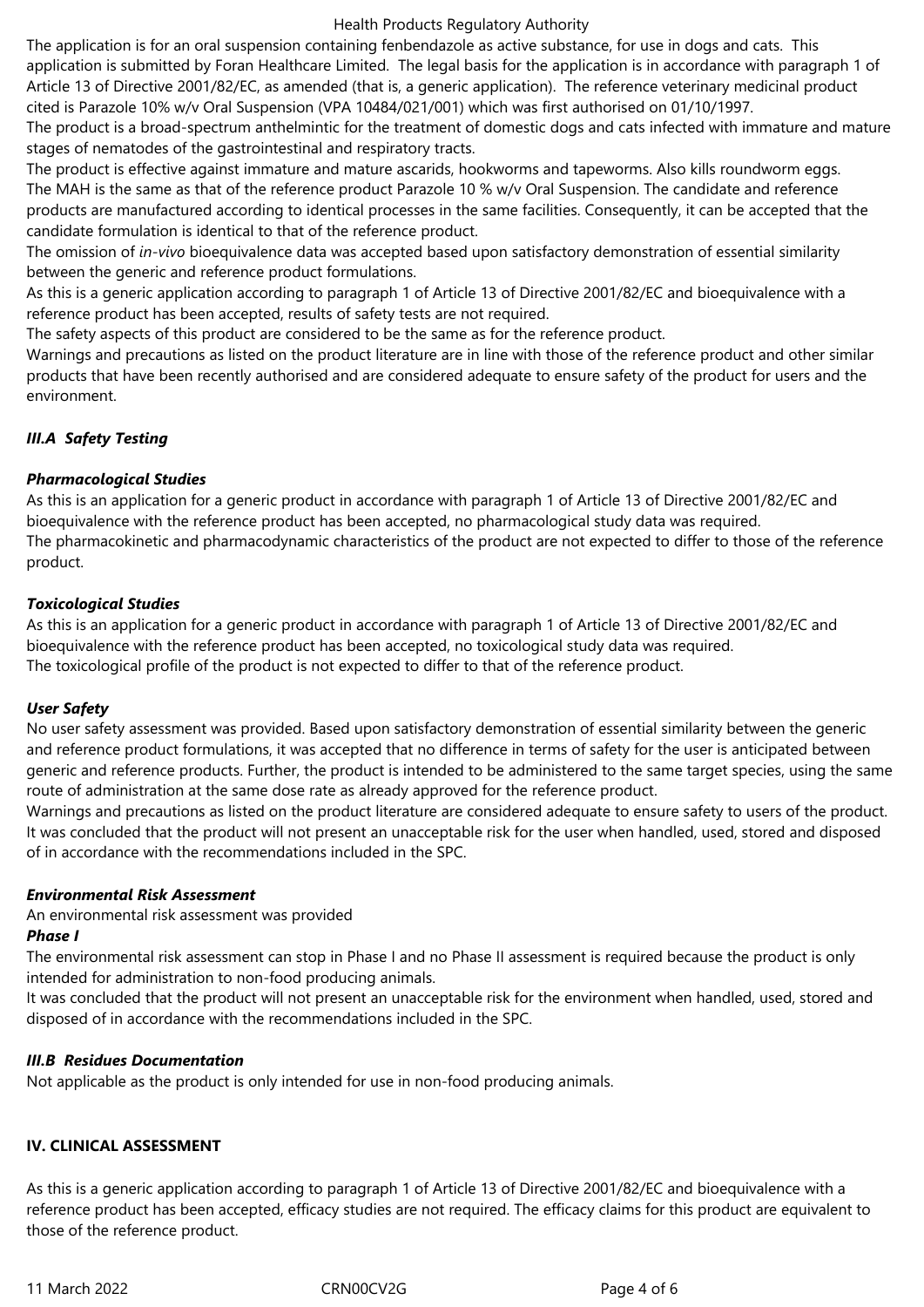The application is for an oral suspension containing fenbendazole as active substance, for use in dogs and cats. This application is submitted by Foran Healthcare Limited. The legal basis for the application is in accordance with paragraph 1 of Article 13 of Directive 2001/82/EC, as amended (that is, a generic application). The reference veterinary medicinal product cited is Parazole 10% w/v Oral Suspension (VPA 10484/021/001) which was first authorised on 01/10/1997.

The product is a broad-spectrum anthelmintic for the treatment of domestic dogs and cats infected with immature and mature stages of nematodes of the gastrointestinal and respiratory tracts.

The product is effective against immature and mature ascarids, hookworms and tapeworms. Also kills roundworm eggs.

The MAH is the same as that of the reference product Parazole 10 % w/v Oral Suspension. The candidate and reference products are manufactured according to identical processes in the same facilities. Consequently, it can be accepted that the candidate formulation is identical to that of the reference product.

The omission of *in-vivo* bioequivalence data was accepted based upon satisfactory demonstration of essential similarity between the generic and reference product formulations.

As this is a generic application according to paragraph 1 of Article 13 of Directive 2001/82/EC and bioequivalence with a reference product has been accepted, results of safety tests are not required.

The safety aspects of this product are considered to be the same as for the reference product.

Warnings and precautions as listed on the product literature are in line with those of the reference product and other similar products that have been recently authorised and are considered adequate to ensure safety of the product for users and the environment.

### *III.A Safety Testing*

#### *Pharmacological Studies*

As this is an application for a generic product in accordance with paragraph 1 of Article 13 of Directive 2001/82/EC and bioequivalence with the reference product has been accepted, no pharmacological study data was required.

The pharmacokinetic and pharmacodynamic characteristics of the product are not expected to differ to those of the reference product.

#### *Toxicological Studies*

As this is an application for a generic product in accordance with paragraph 1 of Article 13 of Directive 2001/82/EC and bioequivalence with the reference product has been accepted, no toxicological study data was required.

The toxicological profile of the product is not expected to differ to that of the reference product.

#### *User Safety*

No user safety assessment was provided. Based upon satisfactory demonstration of essential similarity between the generic and reference product formulations, it was accepted that no difference in terms of safety for the user is anticipated between generic and reference products. Further, the product is intended to be administered to the same target species, using the same route of administration at the same dose rate as already approved for the reference product.

Warnings and precautions as listed on the product literature are considered adequate to ensure safety to users of the product. It was concluded that the product will not present an unacceptable risk for the user when handled, used, stored and disposed of in accordance with the recommendations included in the SPC.

#### *Environmental Risk Assessment*

An environmental risk assessment was provided

##### *Phase I*

The environmental risk assessment can stop in Phase I and no Phase II assessment is required because the product is only intended for administration to non-food producing animals.

It was concluded that the product will not present an unacceptable risk for the environment when handled, used, stored and disposed of in accordance with the recommendations included in the SPC.

### *III.B Residues Documentation*

Not applicable as the product is only intended for use in non-food producing animals.

## IV. CLINICAL ASSESSMENT

As this is a generic application according to paragraph 1 of Article 13 of Directive 2001/82/EC and bioequivalence with a reference product has been accepted, efficacy studies are not required. The efficacy claims for this product are equivalent to those of the reference product.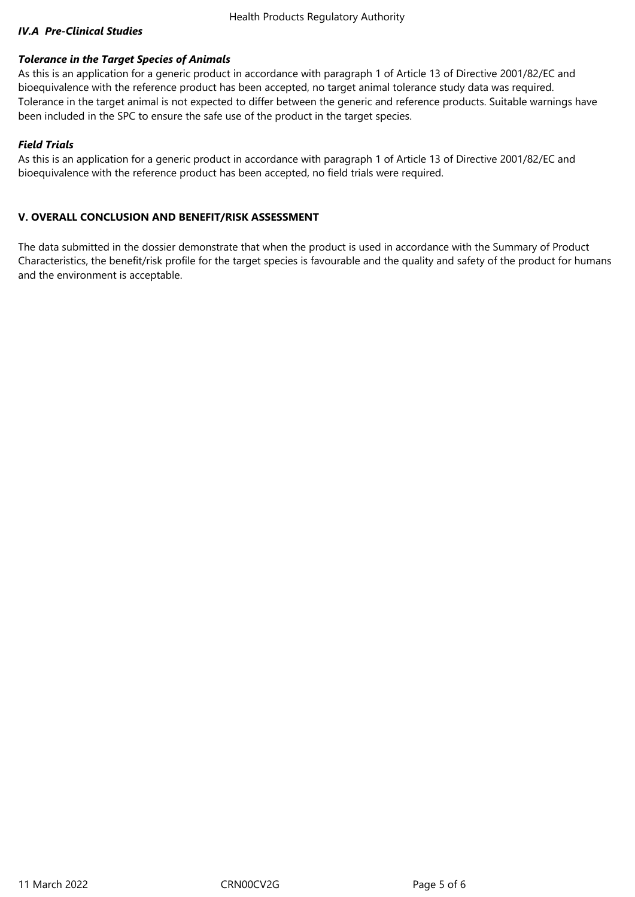*IV.A  Pre-Clinical Studies*

***Tolerance in the Target Species of Animals***

As this is an application for a generic product in accordance with paragraph 1 of Article 13 of Directive 2001/82/EC and bioequivalence with the reference product has been accepted, no target animal tolerance study data was required. Tolerance in the target animal is not expected to differ between the generic and reference products. Suitable warnings have been included in the SPC to ensure the safe use of the product in the target species.

***Field Trials***

As this is an application for a generic product in accordance with paragraph 1 of Article 13 of Directive 2001/82/EC and bioequivalence with the reference product has been accepted, no field trials were required.

## V. OVERALL CONCLUSION AND BENEFIT/RISK ASSESSMENT

The data submitted in the dossier demonstrate that when the product is used in accordance with the Summary of Product Characteristics, the benefit/risk profile for the target species is favourable and the quality and safety of the product for humans and the environment is acceptable.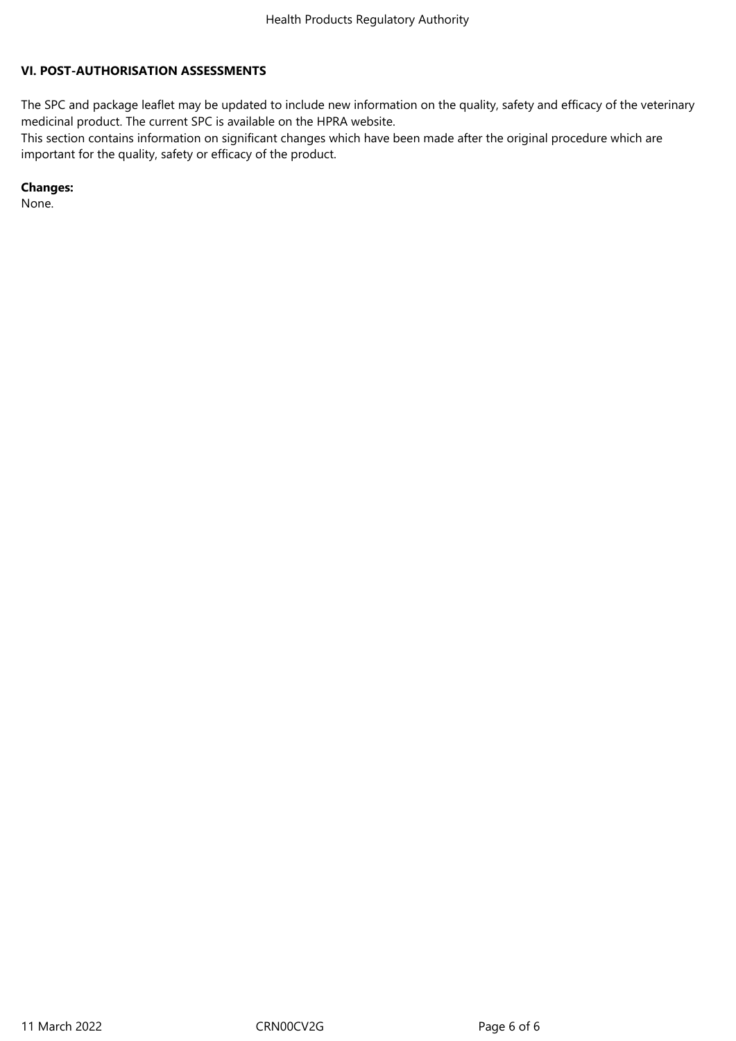## VI. POST-AUTHORISATION ASSESSMENTS

The SPC and package leaflet may be updated to include new information on the quality, safety and efficacy of the veterinary medicinal product. The current SPC is available on the HPRA website.
This section contains information on significant changes which have been made after the original procedure which are important for the quality, safety or efficacy of the product.

**Changes:**
None.